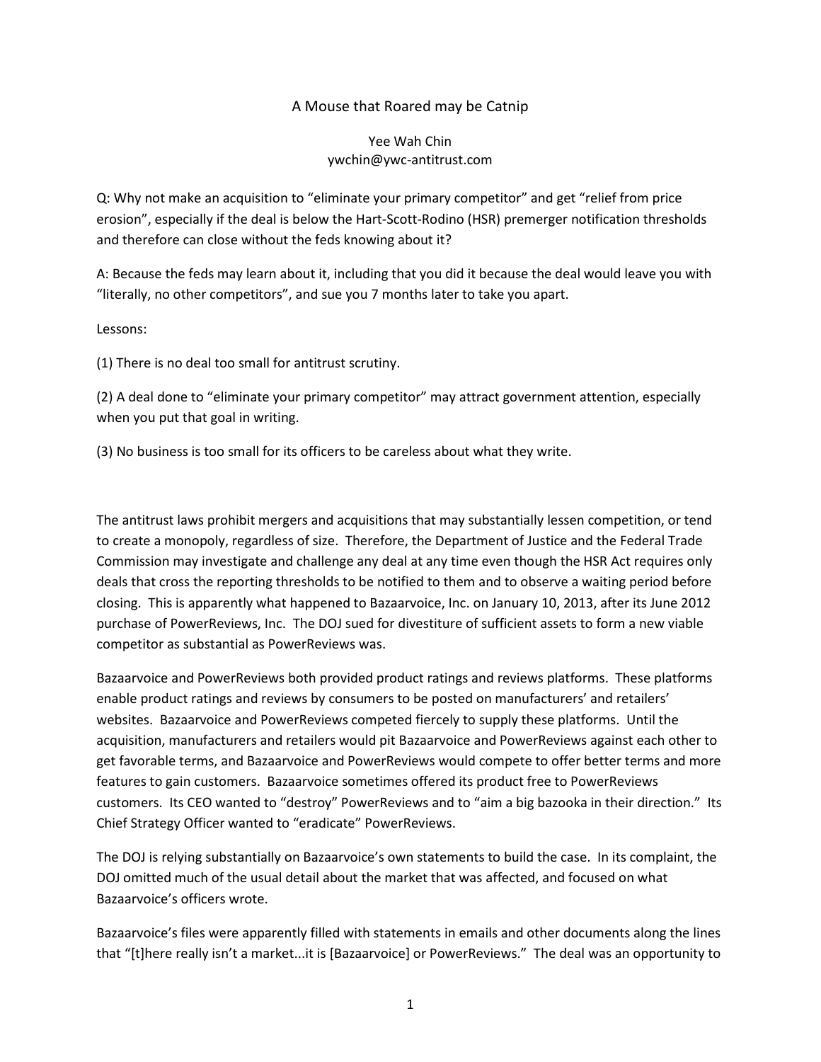# A Mouse that Roared may be Catnip

Yee Wah Chin
ywchin@ywc-antitrust.com

Q: Why not make an acquisition to "eliminate your primary competitor" and get "relief from price erosion", especially if the deal is below the Hart-Scott-Rodino (HSR) premerger notification thresholds and therefore can close without the feds knowing about it?

A: Because the feds may learn about it, including that you did it because the deal would leave you with "literally, no other competitors", and sue you 7 months later to take you apart.

Lessons:

(1) There is no deal too small for antitrust scrutiny.

(2) A deal done to "eliminate your primary competitor" may attract government attention, especially when you put that goal in writing.

(3) No business is too small for its officers to be careless about what they write.

The antitrust laws prohibit mergers and acquisitions that may substantially lessen competition, or tend to create a monopoly, regardless of size. Therefore, the Department of Justice and the Federal Trade Commission may investigate and challenge any deal at any time even though the HSR Act requires only deals that cross the reporting thresholds to be notified to them and to observe a waiting period before closing. This is apparently what happened to Bazaarvoice, Inc. on January 10, 2013, after its June 2012 purchase of PowerReviews, Inc. The DOJ sued for divestiture of sufficient assets to form a new viable competitor as substantial as PowerReviews was.

Bazaarvoice and PowerReviews both provided product ratings and reviews platforms. These platforms enable product ratings and reviews by consumers to be posted on manufacturers' and retailers' websites. Bazaarvoice and PowerReviews competed fiercely to supply these platforms. Until the acquisition, manufacturers and retailers would pit Bazaarvoice and PowerReviews against each other to get favorable terms, and Bazaarvoice and PowerReviews would compete to offer better terms and more features to gain customers. Bazaarvoice sometimes offered its product free to PowerReviews customers. Its CEO wanted to "destroy" PowerReviews and to "aim a big bazooka in their direction." Its Chief Strategy Officer wanted to "eradicate" PowerReviews.

The DOJ is relying substantially on Bazaarvoice's own statements to build the case. In its complaint, the DOJ omitted much of the usual detail about the market that was affected, and focused on what Bazaarvoice's officers wrote.

Bazaarvoice's files were apparently filled with statements in emails and other documents along the lines that "[t]here really isn't a market...it is [Bazaarvoice] or PowerReviews." The deal was an opportunity to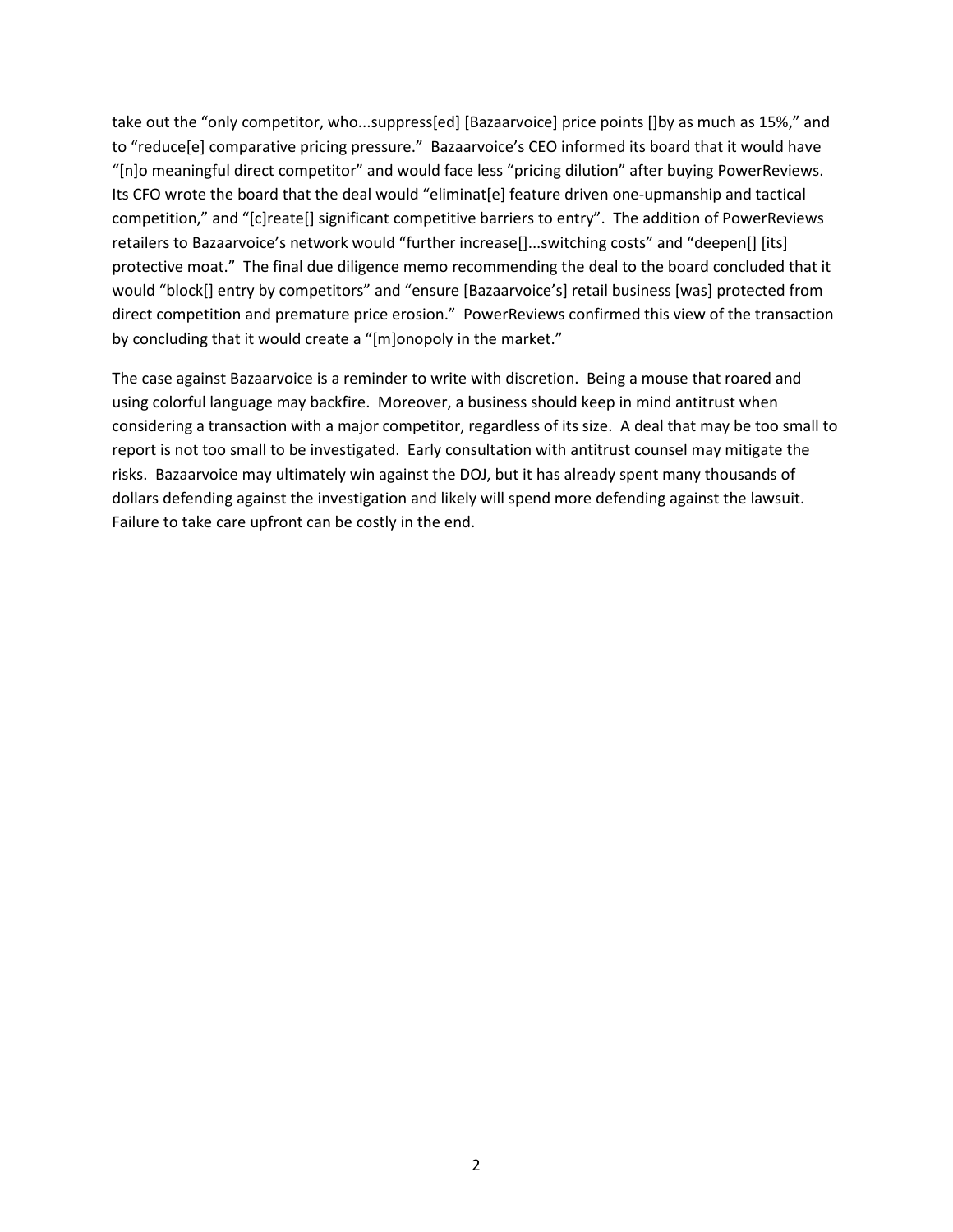take out the "only competitor, who...suppress[ed] [Bazaarvoice] price points []by as much as 15%," and to "reduce[e] comparative pricing pressure." Bazaarvoice's CEO informed its board that it would have "[n]o meaningful direct competitor" and would face less "pricing dilution" after buying PowerReviews. Its CFO wrote the board that the deal would "eliminat[e] feature driven one-upmanship and tactical competition," and "[c]reate[] significant competitive barriers to entry". The addition of PowerReviews retailers to Bazaarvoice's network would "further increase[]...switching costs" and "deepen[] [its] protective moat." The final due diligence memo recommending the deal to the board concluded that it would "block[] entry by competitors" and "ensure [Bazaarvoice's] retail business [was] protected from direct competition and premature price erosion." PowerReviews confirmed this view of the transaction by concluding that it would create a "[m]onopoly in the market."

The case against Bazaarvoice is a reminder to write with discretion. Being a mouse that roared and using colorful language may backfire. Moreover, a business should keep in mind antitrust when considering a transaction with a major competitor, regardless of its size. A deal that may be too small to report is not too small to be investigated. Early consultation with antitrust counsel may mitigate the risks. Bazaarvoice may ultimately win against the DOJ, but it has already spent many thousands of dollars defending against the investigation and likely will spend more defending against the lawsuit. Failure to take care upfront can be costly in the end.